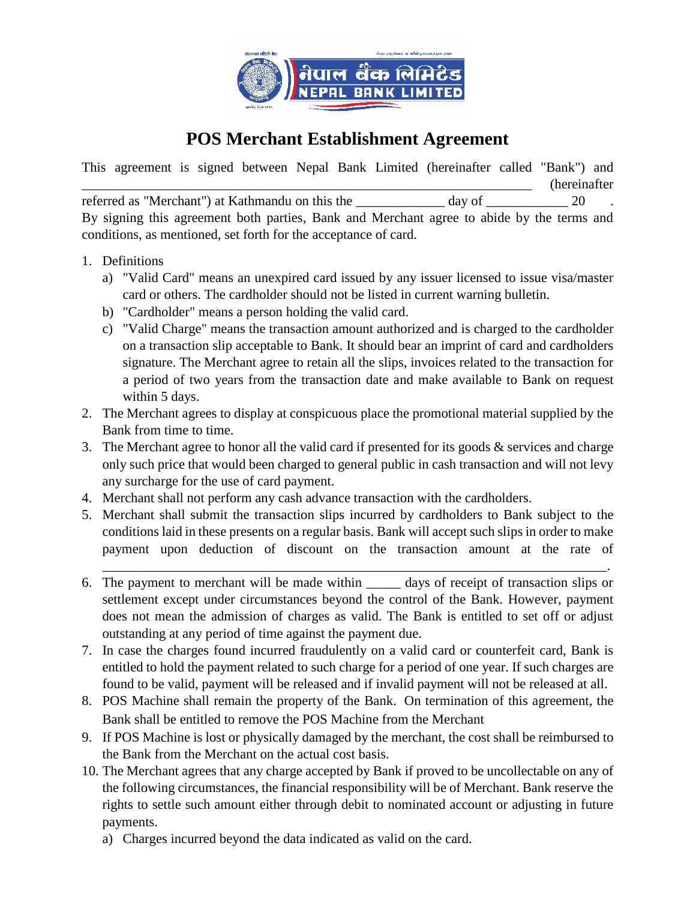# POS Merchant Establishment Agreement

This agreement is signed between Nepal Bank Limited (hereinafter called "Bank") and _______________________________________________________________ (hereinafter referred as "Merchant") at Kathmandu on this the _____________ day of ____________ 20 . By signing this agreement both parties, Bank and Merchant agree to abide by the terms and conditions, as mentioned, set forth for the acceptance of card.

1. Definitions
   a) "Valid Card" means an unexpired card issued by any issuer licensed to issue visa/master card or others. The cardholder should not be listed in current warning bulletin.
   b) "Cardholder" means a person holding the valid card.
   c) "Valid Charge" means the transaction amount authorized and is charged to the cardholder on a transaction slip acceptable to Bank. It should bear an imprint of card and cardholders signature. The Merchant agree to retain all the slips, invoices related to the transaction for a period of two years from the transaction date and make available to Bank on request within 5 days.
2. The Merchant agrees to display at conspicuous place the promotional material supplied by the Bank from time to time.
3. The Merchant agree to honor all the valid card if presented for its goods & services and charge only such price that would been charged to general public in cash transaction and will not levy any surcharge for the use of card payment.
4. Merchant shall not perform any cash advance transaction with the cardholders.
5. Merchant shall submit the transaction slips incurred by cardholders to Bank subject to the conditions laid in these presents on a regular basis. Bank will accept such slips in order to make payment upon deduction of discount on the transaction amount at the rate of _____________________________________________________________________________.
6. The payment to merchant will be made within _____ days of receipt of transaction slips or settlement except under circumstances beyond the control of the Bank. However, payment does not mean the admission of charges as valid. The Bank is entitled to set off or adjust outstanding at any period of time against the payment due.
7. In case the charges found incurred fraudulently on a valid card or counterfeit card, Bank is entitled to hold the payment related to such charge for a period of one year. If such charges are found to be valid, payment will be released and if invalid payment will not be released at all.
8. POS Machine shall remain the property of the Bank. On termination of this agreement, the Bank shall be entitled to remove the POS Machine from the Merchant
9. If POS Machine is lost or physically damaged by the merchant, the cost shall be reimbursed to the Bank from the Merchant on the actual cost basis.
10. The Merchant agrees that any charge accepted by Bank if proved to be uncollectable on any of the following circumstances, the financial responsibility will be of Merchant. Bank reserve the rights to settle such amount either through debit to nominated account or adjusting in future payments.
    a) Charges incurred beyond the data indicated as valid on the card.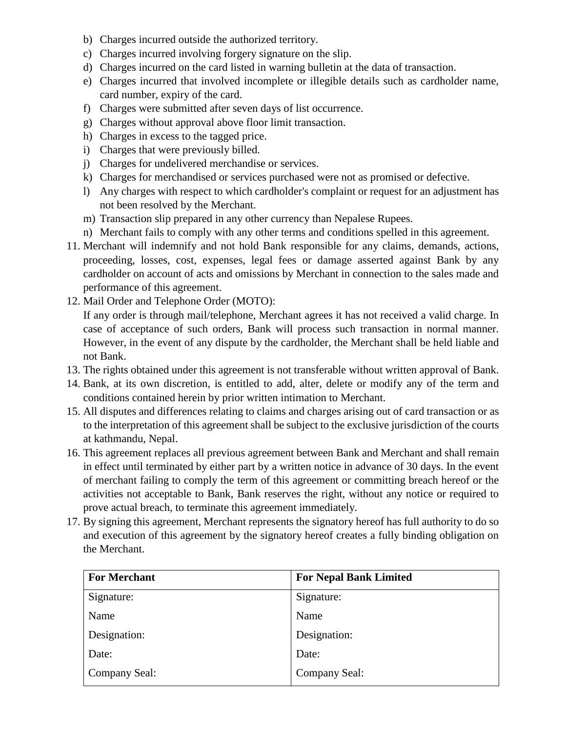b) Charges incurred outside the authorized territory.
c) Charges incurred involving forgery signature on the slip.
d) Charges incurred on the card listed in warning bulletin at the data of transaction.
e) Charges incurred that involved incomplete or illegible details such as cardholder name, card number, expiry of the card.
f) Charges were submitted after seven days of list occurrence.
g) Charges without approval above floor limit transaction.
h) Charges in excess to the tagged price.
i) Charges that were previously billed.
j) Charges for undelivered merchandise or services.
k) Charges for merchandised or services purchased were not as promised or defective.
l) Any charges with respect to which cardholder's complaint or request for an adjustment has not been resolved by the Merchant.
m) Transaction slip prepared in any other currency than Nepalese Rupees.
n) Merchant fails to comply with any other terms and conditions spelled in this agreement.

11. Merchant will indemnify and not hold Bank responsible for any claims, demands, actions, proceeding, losses, cost, expenses, legal fees or damage asserted against Bank by any cardholder on account of acts and omissions by Merchant in connection to the sales made and performance of this agreement.
12. Mail Order and Telephone Order (MOTO):
    If any order is through mail/telephone, Merchant agrees it has not received a valid charge. In case of acceptance of such orders, Bank will process such transaction in normal manner. However, in the event of any dispute by the cardholder, the Merchant shall be held liable and not Bank.
13. The rights obtained under this agreement is not transferable without written approval of Bank.
14. Bank, at its own discretion, is entitled to add, alter, delete or modify any of the term and conditions contained herein by prior written intimation to Merchant.
15. All disputes and differences relating to claims and charges arising out of card transaction or as to the interpretation of this agreement shall be subject to the exclusive jurisdiction of the courts at kathmandu, Nepal.
16. This agreement replaces all previous agreement between Bank and Merchant and shall remain in effect until terminated by either part by a written notice in advance of 30 days. In the event of merchant failing to comply the term of this agreement or committing breach hereof or the activities not acceptable to Bank, Bank reserves the right, without any notice or required to prove actual breach, to terminate this agreement immediately.
17. By signing this agreement, Merchant represents the signatory hereof has full authority to do so and execution of this agreement by the signatory hereof creates a fully binding obligation on the Merchant.

| **For Merchant** | **For Nepal Bank Limited** |
|---|---|
| Signature: | Signature: |
| Name | Name |
| Designation: | Designation: |
| Date: | Date: |
| Company Seal: | Company Seal: |